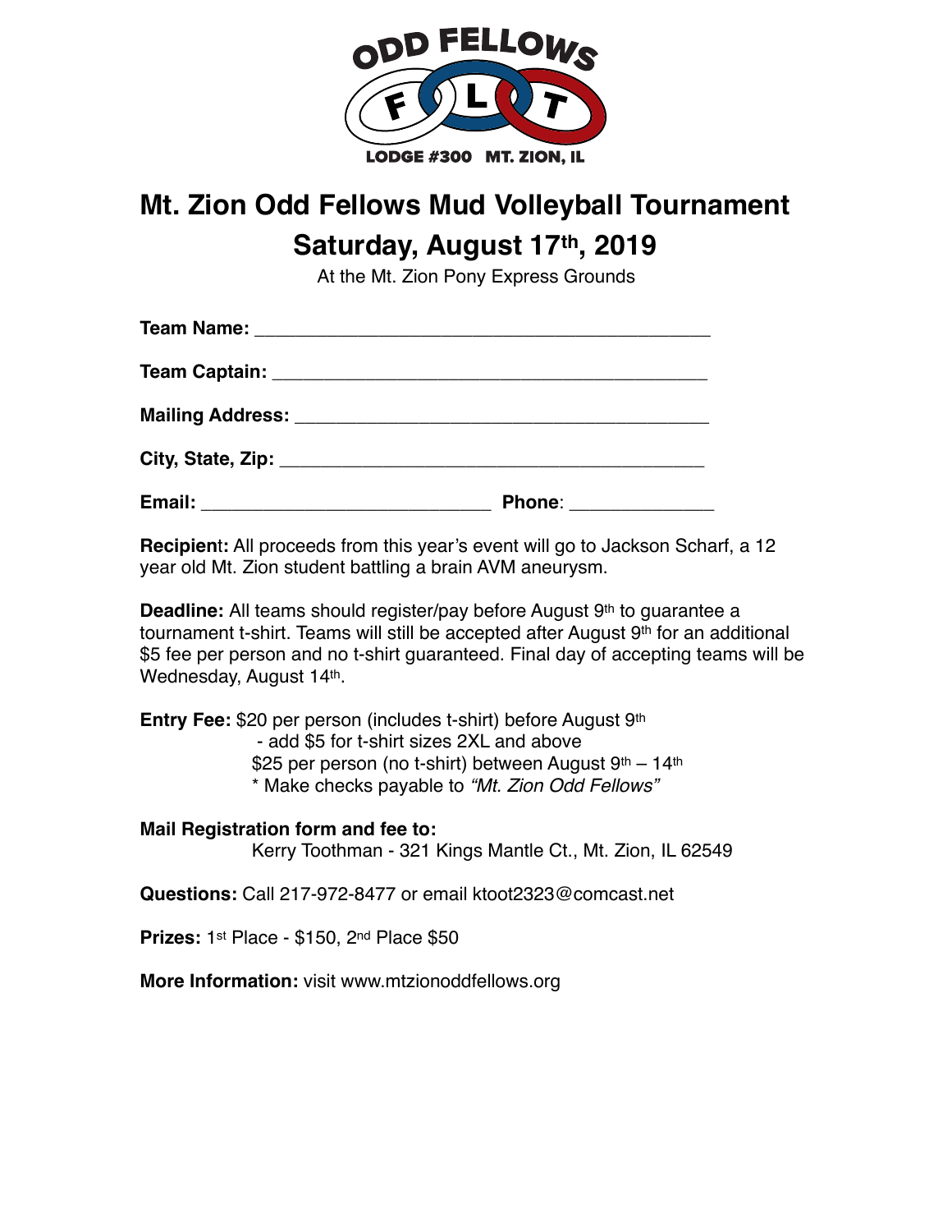ODD FELLOWS

F L T

LODGE #300 MT. ZION, IL

# Mt. Zion Odd Fellows Mud Volleyball Tournament

## Saturday, August 17th, 2019

At the Mt. Zion Pony Express Grounds

**Team Name:** ____________________________________________

**Team Captain:** __________________________________________

**Mailing Address:** ________________________________________

**City, State, Zip:** _________________________________________

**Email:** ____________________________ **Phone**: ______________

**Recipient:** All proceeds from this year's event will go to Jackson Scharf, a 12 year old Mt. Zion student battling a brain AVM aneurysm.

**Deadline:** All teams should register/pay before August 9th to guarantee a tournament t-shirt. Teams will still be accepted after August 9th for an additional $5 fee per person and no t-shirt guaranteed. Final day of accepting teams will be Wednesday, August 14th.

**Entry Fee:** $20 per person (includes t-shirt) before August 9th
- add $5 for t-shirt sizes 2XL and above

$25 per person (no t-shirt) between August 9th – 14th

* Make checks payable to *"Mt. Zion Odd Fellows"*

**Mail Registration form and fee to:**

Kerry Toothman - 321 Kings Mantle Ct., Mt. Zion, IL 62549

**Questions:** Call 217-972-8477 or email ktoot2323@comcast.net

**Prizes:** 1st Place - $150, 2nd Place $50

**More Information:** visit www.mtzionoddfellows.org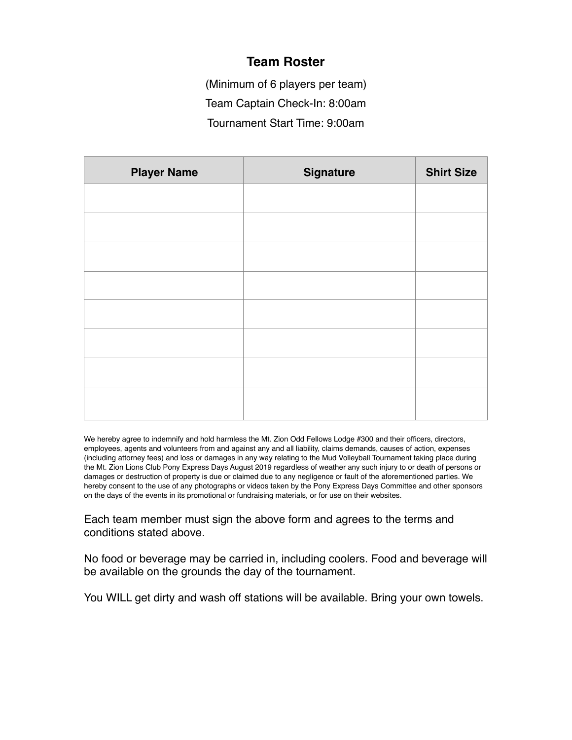# Team Roster

(Minimum of 6 players per team)

Team Captain Check-In: 8:00am

Tournament Start Time: 9:00am

| Player Name | Signature | Shirt Size |
|---|---|---|
| | | |
| | | |
| | | |
| | | |
| | | |
| | | |
| | | |
| | | |

We hereby agree to indemnify and hold harmless the Mt. Zion Odd Fellows Lodge #300 and their officers, directors, employees, agents and volunteers from and against any and all liability, claims demands, causes of action, expenses (including attorney fees) and loss or damages in any way relating to the Mud Volleyball Tournament taking place during the Mt. Zion Lions Club Pony Express Days August 2019 regardless of weather any such injury to or death of persons or damages or destruction of property is due or claimed due to any negligence or fault of the aforementioned parties. We hereby consent to the use of any photographs or videos taken by the Pony Express Days Committee and other sponsors on the days of the events in its promotional or fundraising materials, or for use on their websites.

Each team member must sign the above form and agrees to the terms and conditions stated above.

No food or beverage may be carried in, including coolers. Food and beverage will be available on the grounds the day of the tournament.

You WILL get dirty and wash off stations will be available. Bring your own towels.